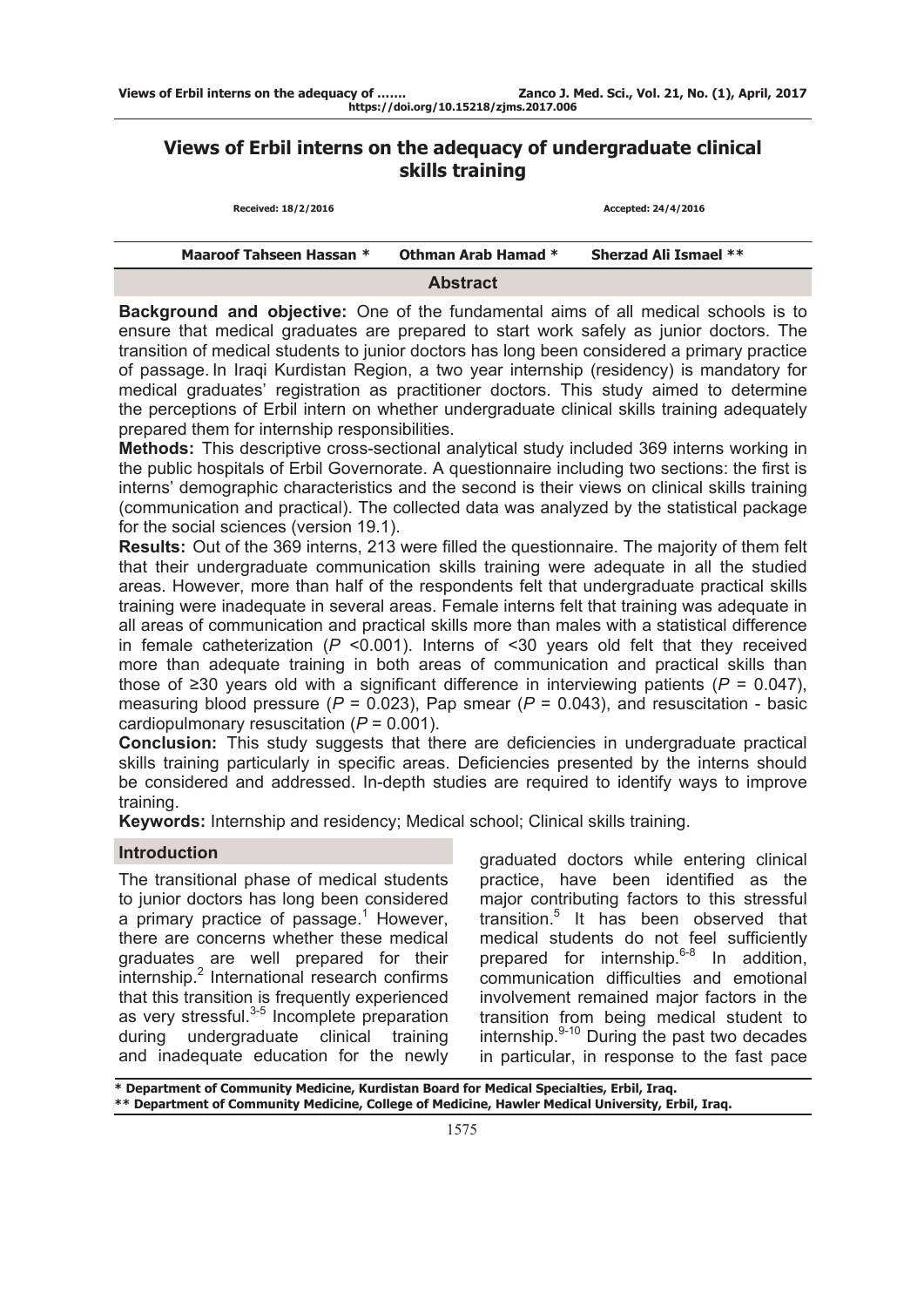# Views of Erbil interns on the adequacy of undergraduate clinical skills training

Received: 18/2/2016 Accepted: 24/4/2016

**Maaroof Tahseen Hassan *** **Othman Arab Hamad *** **Sherzad Ali Ismael ****

## Abstract

**Background and objective:** One of the fundamental aims of all medical schools is to ensure that medical graduates are prepared to start work safely as junior doctors. The transition of medical students to junior doctors has long been considered a primary practice of passage. In Iraqi Kurdistan Region, a two year internship (residency) is mandatory for medical graduates' registration as practitioner doctors. This study aimed to determine the perceptions of Erbil intern on whether undergraduate clinical skills training adequately prepared them for internship responsibilities.

**Methods:** This descriptive cross-sectional analytical study included 369 interns working in the public hospitals of Erbil Governorate. A questionnaire including two sections: the first is interns' demographic characteristics and the second is their views on clinical skills training (communication and practical). The collected data was analyzed by the statistical package for the social sciences (version 19.1).

**Results:** Out of the 369 interns, 213 were filled the questionnaire. The majority of them felt that their undergraduate communication skills training were adequate in all the studied areas. However, more than half of the respondents felt that undergraduate practical skills training were inadequate in several areas. Female interns felt that training was adequate in all areas of communication and practical skills more than males with a statistical difference in female catheterization ($P < 0.001$). Interns of <30 years old felt that they received more than adequate training in both areas of communication and practical skills than those of ≥30 years old with a significant difference in interviewing patients ($P = 0.047$), measuring blood pressure ($P = 0.023$), Pap smear ($P = 0.043$), and resuscitation - basic cardiopulmonary resuscitation ($P = 0.001$).

**Conclusion:** This study suggests that there are deficiencies in undergraduate practical skills training particularly in specific areas. Deficiencies presented by the interns should be considered and addressed. In-depth studies are required to identify ways to improve training.

**Keywords:** Internship and residency; Medical school; Clinical skills training.

## Introduction

The transitional phase of medical students to junior doctors has long been considered a primary practice of passage.[1] However, there are concerns whether these medical graduates are well prepared for their internship.[2] International research confirms that this transition is frequently experienced as very stressful.[3-5] Incomplete preparation during undergraduate clinical training and inadequate education for the newly graduated doctors while entering clinical practice, have been identified as the major contributing factors to this stressful transition.[5] It has been observed that medical students do not feel sufficiently prepared for internship.[6-8] In addition, communication difficulties and emotional involvement remained major factors in the transition from being medical student to internship.[9-10] During the past two decades in particular, in response to the fast pace

---

\* Department of Community Medicine, Kurdistan Board for Medical Specialties, Erbil, Iraq.

\*\* Department of Community Medicine, College of Medicine, Hawler Medical University, Erbil, Iraq.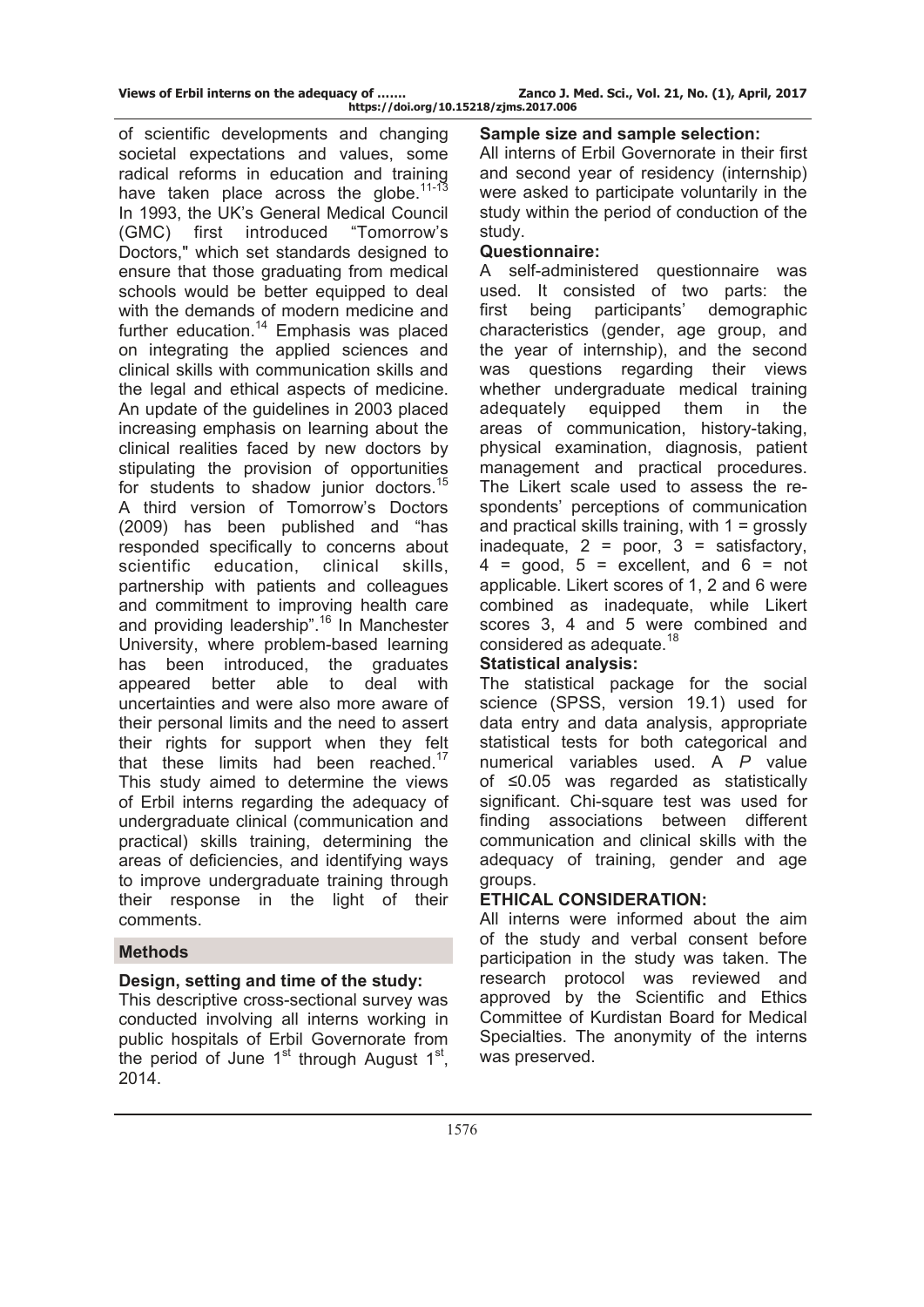of scientific developments and changing societal expectations and values, some radical reforms in education and training have taken place across the globe.[11-13] In 1993, the UK's General Medical Council (GMC) first introduced "Tomorrow's Doctors," which set standards designed to ensure that those graduating from medical schools would be better equipped to deal with the demands of modern medicine and further education.[14] Emphasis was placed on integrating the applied sciences and clinical skills with communication skills and the legal and ethical aspects of medicine. An update of the guidelines in 2003 placed increasing emphasis on learning about the clinical realities faced by new doctors by stipulating the provision of opportunities for students to shadow junior doctors.[15] A third version of Tomorrow's Doctors (2009) has been published and "has responded specifically to concerns about scientific education, clinical skills, partnership with patients and colleagues and commitment to improving health care and providing leadership".[16] In Manchester University, where problem-based learning has been introduced, the graduates appeared better able to deal with uncertainties and were also more aware of their personal limits and the need to assert their rights for support when they felt that these limits had been reached.[17] This study aimed to determine the views of Erbil interns regarding the adequacy of undergraduate clinical (communication and practical) skills training, determining the areas of deficiencies, and identifying ways to improve undergraduate training through their response in the light of their comments.

## Methods

### Design, setting and time of the study:

This descriptive cross-sectional survey was conducted involving all interns working in public hospitals of Erbil Governorate from the period of June 1st through August 1st, 2014.

### Sample size and sample selection:

All interns of Erbil Governorate in their first and second year of residency (internship) were asked to participate voluntarily in the study within the period of conduction of the study.

### Questionnaire:

A self-administered questionnaire was used. It consisted of two parts: the first being participants' demographic characteristics (gender, age group, and the year of internship), and the second was questions regarding their views whether undergraduate medical training adequately equipped them in the areas of communication, history-taking, physical examination, diagnosis, patient management and practical procedures. The Likert scale used to assess the respondents' perceptions of communication and practical skills training, with 1 = grossly inadequate, 2 = poor, 3 = satisfactory, 4 = good, 5 = excellent, and 6 = not applicable. Likert scores of 1, 2 and 6 were combined as inadequate, while Likert scores 3, 4 and 5 were combined and considered as adequate.[18]

### Statistical analysis:

The statistical package for the social science (SPSS, version 19.1) used for data entry and data analysis, appropriate statistical tests for both categorical and numerical variables used. A *P* value of ≤0.05 was regarded as statistically significant. Chi-square test was used for finding associations between different communication and clinical skills with the adequacy of training, gender and age groups.

### ETHICAL CONSIDERATION:

All interns were informed about the aim of the study and verbal consent before participation in the study was taken. The research protocol was reviewed and approved by the Scientific and Ethics Committee of Kurdistan Board for Medical Specialties. The anonymity of the interns was preserved.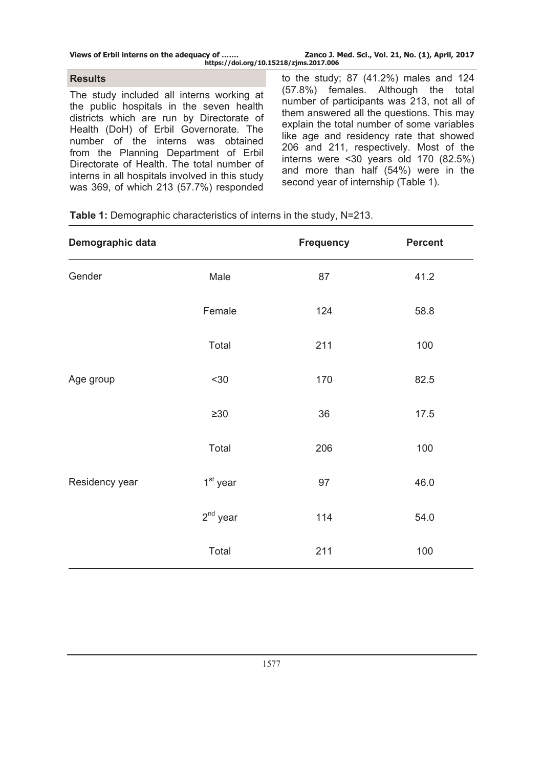## Results

The study included all interns working at the public hospitals in the seven health districts which are run by Directorate of Health (DoH) of Erbil Governorate. The number of the interns was obtained from the Planning Department of Erbil Directorate of Health. The total number of interns in all hospitals involved in this study was 369, of which 213 (57.7%) responded to the study; 87 (41.2%) males and 124 (57.8%) females. Although the total number of participants was 213, not all of them answered all the questions. This may explain the total number of some variables like age and residency rate that showed 206 and 211, respectively. Most of the interns were <30 years old 170 (82.5%) and more than half (54%) were in the second year of internship (Table 1).

**Table 1:** Demographic characteristics of interns in the study, N=213.

| Demographic data | | Frequency | Percent |
|---|---|---|---|
| Gender | Male | 87 | 41.2 |
| | Female | 124 | 58.8 |
| | Total | 211 | 100 |
| Age group | <30 | 170 | 82.5 |
| | ≥30 | 36 | 17.5 |
| | Total | 206 | 100 |
| Residency year | 1st year | 97 | 46.0 |
| | 2nd year | 114 | 54.0 |
| | Total | 211 | 100 |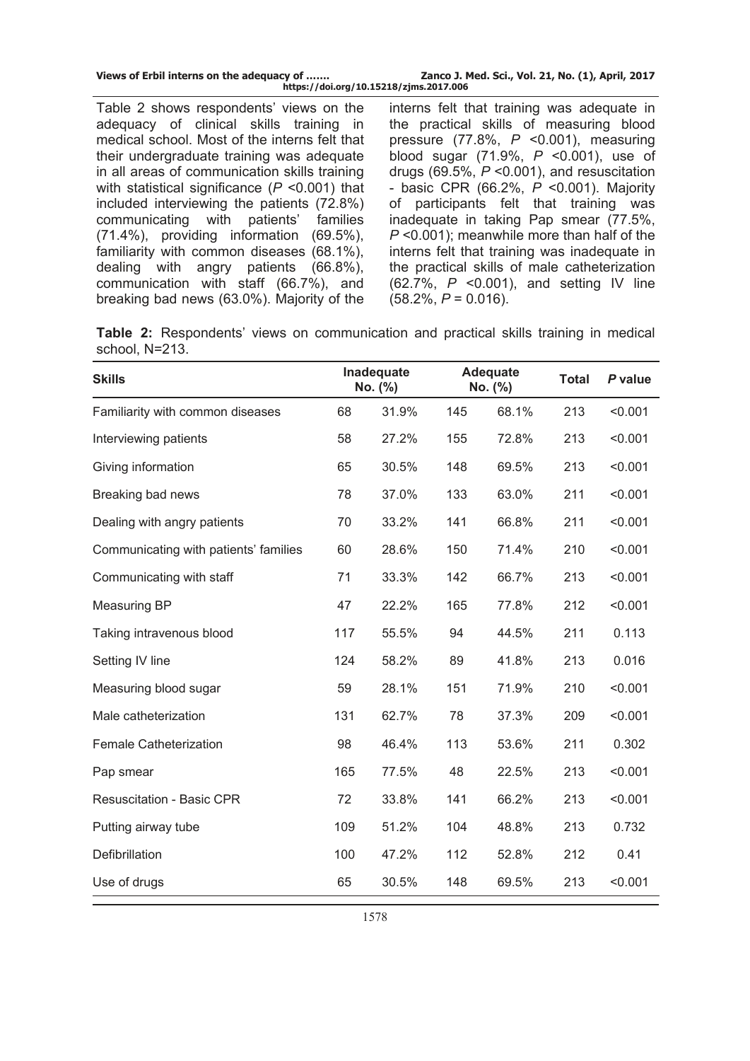Table 2 shows respondents' views on the adequacy of clinical skills training in medical school. Most of the interns felt that their undergraduate training was adequate in all areas of communication skills training with statistical significance ($P$ <0.001) that included interviewing the patients (72.8%) communicating with patients' families (71.4%), providing information (69.5%), familiarity with common diseases (68.1%), dealing with angry patients (66.8%), communication with staff (66.7%), and breaking bad news (63.0%). Majority of the interns felt that training was adequate in the practical skills of measuring blood pressure (77.8%, $P$ <0.001), measuring blood sugar (71.9%, $P$ <0.001), use of drugs (69.5%, $P$ <0.001), and resuscitation - basic CPR (66.2%, $P$ <0.001). Majority of participants felt that training was inadequate in taking Pap smear (77.5%, $P$ <0.001); meanwhile more than half of the interns felt that training was inadequate in the practical skills of male catheterization (62.7%, $P$ <0.001), and setting IV line (58.2%, $P$ = 0.016).

**Table 2:** Respondents' views on communication and practical skills training in medical school, N=213.

| Skills | Inadequate No. (%) | | Adequate No. (%) | | Total | *P* value |
|---|---|---|---|---|---|---|
| Familiarity with common diseases | 68 | 31.9% | 145 | 68.1% | 213 | <0.001 |
| Interviewing patients | 58 | 27.2% | 155 | 72.8% | 213 | <0.001 |
| Giving information | 65 | 30.5% | 148 | 69.5% | 213 | <0.001 |
| Breaking bad news | 78 | 37.0% | 133 | 63.0% | 211 | <0.001 |
| Dealing with angry patients | 70 | 33.2% | 141 | 66.8% | 211 | <0.001 |
| Communicating with patients' families | 60 | 28.6% | 150 | 71.4% | 210 | <0.001 |
| Communicating with staff | 71 | 33.3% | 142 | 66.7% | 213 | <0.001 |
| Measuring BP | 47 | 22.2% | 165 | 77.8% | 212 | <0.001 |
| Taking intravenous blood | 117 | 55.5% | 94 | 44.5% | 211 | 0.113 |
| Setting IV line | 124 | 58.2% | 89 | 41.8% | 213 | 0.016 |
| Measuring blood sugar | 59 | 28.1% | 151 | 71.9% | 210 | <0.001 |
| Male catheterization | 131 | 62.7% | 78 | 37.3% | 209 | <0.001 |
| Female Catheterization | 98 | 46.4% | 113 | 53.6% | 211 | 0.302 |
| Pap smear | 165 | 77.5% | 48 | 22.5% | 213 | <0.001 |
| Resuscitation - Basic CPR | 72 | 33.8% | 141 | 66.2% | 213 | <0.001 |
| Putting airway tube | 109 | 51.2% | 104 | 48.8% | 213 | 0.732 |
| Defibrillation | 100 | 47.2% | 112 | 52.8% | 212 | 0.41 |
| Use of drugs | 65 | 30.5% | 148 | 69.5% | 213 | <0.001 |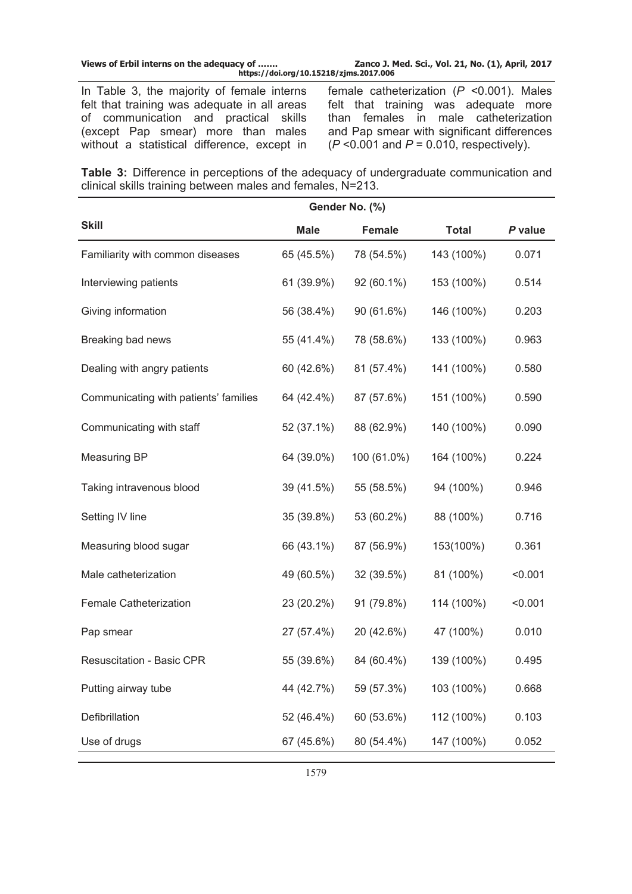In Table 3, the majority of female interns felt that training was adequate in all areas of communication and practical skills (except Pap smear) more than males without a statistical difference, except in female catheterization ($P$ <0.001). Males felt that training was adequate more than females in male catheterization and Pap smear with significant differences ($P$ <0.001 and $P$ = 0.010, respectively).

**Table 3:** Difference in perceptions of the adequacy of undergraduate communication and clinical skills training between males and females, N=213.

| Skill | Gender No. (%) | | | |
|---|---|---|---|---|
| | **Male** | **Female** | **Total** | ***P* value** |
| Familiarity with common diseases | 65 (45.5%) | 78 (54.5%) | 143 (100%) | 0.071 |
| Interviewing patients | 61 (39.9%) | 92 (60.1%) | 153 (100%) | 0.514 |
| Giving information | 56 (38.4%) | 90 (61.6%) | 146 (100%) | 0.203 |
| Breaking bad news | 55 (41.4%) | 78 (58.6%) | 133 (100%) | 0.963 |
| Dealing with angry patients | 60 (42.6%) | 81 (57.4%) | 141 (100%) | 0.580 |
| Communicating with patients' families | 64 (42.4%) | 87 (57.6%) | 151 (100%) | 0.590 |
| Communicating with staff | 52 (37.1%) | 88 (62.9%) | 140 (100%) | 0.090 |
| Measuring BP | 64 (39.0%) | 100 (61.0%) | 164 (100%) | 0.224 |
| Taking intravenous blood | 39 (41.5%) | 55 (58.5%) | 94 (100%) | 0.946 |
| Setting IV line | 35 (39.8%) | 53 (60.2%) | 88 (100%) | 0.716 |
| Measuring blood sugar | 66 (43.1%) | 87 (56.9%) | 153(100%) | 0.361 |
| Male catheterization | 49 (60.5%) | 32 (39.5%) | 81 (100%) | <0.001 |
| Female Catheterization | 23 (20.2%) | 91 (79.8%) | 114 (100%) | <0.001 |
| Pap smear | 27 (57.4%) | 20 (42.6%) | 47 (100%) | 0.010 |
| Resuscitation - Basic CPR | 55 (39.6%) | 84 (60.4%) | 139 (100%) | 0.495 |
| Putting airway tube | 44 (42.7%) | 59 (57.3%) | 103 (100%) | 0.668 |
| Defibrillation | 52 (46.4%) | 60 (53.6%) | 112 (100%) | 0.103 |
| Use of drugs | 67 (45.6%) | 80 (54.4%) | 147 (100%) | 0.052 |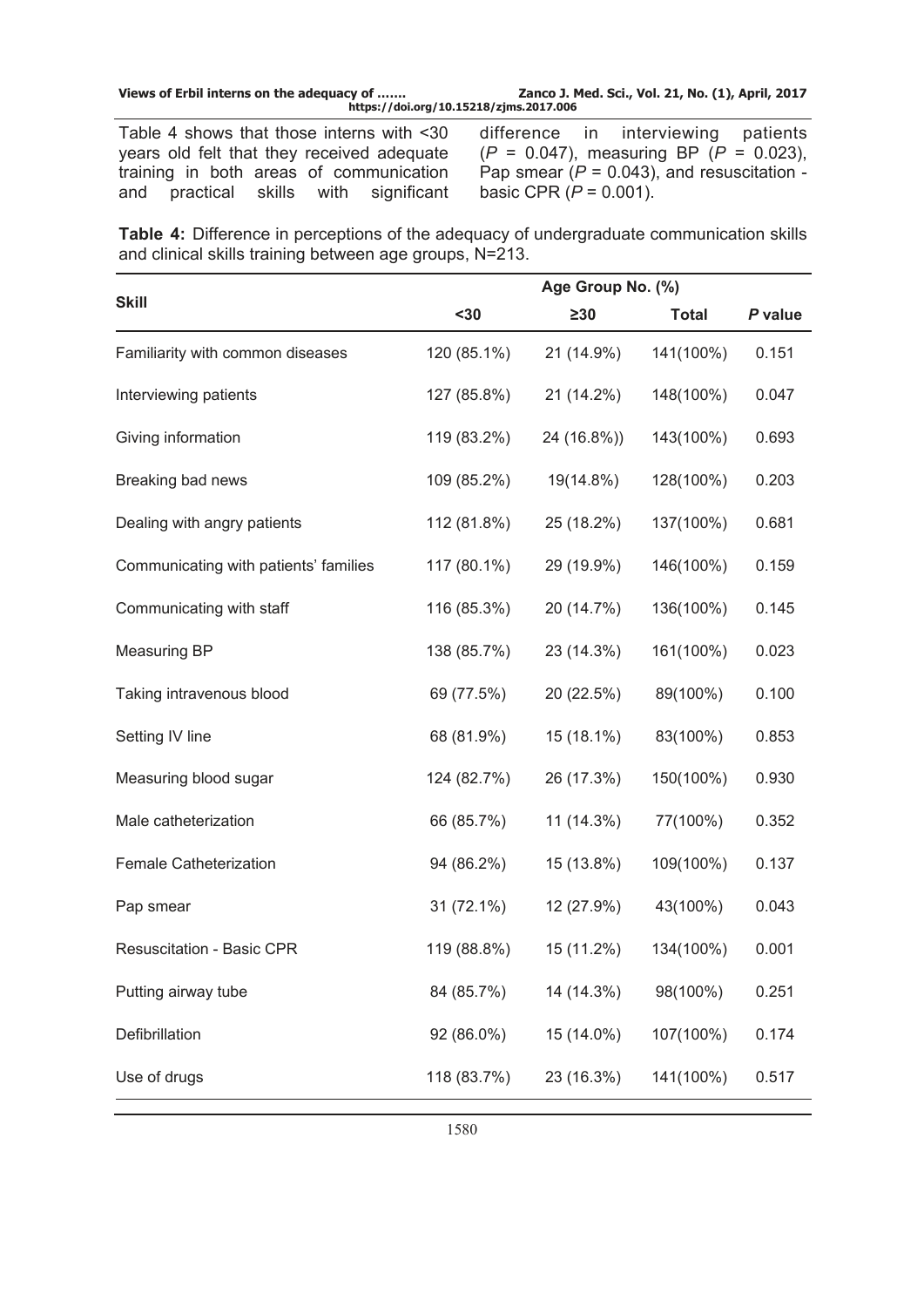Table 4 shows that those interns with <30 years old felt that they received adequate training in both areas of communication and practical skills with significant difference in interviewing patients ($P$ = 0.047), measuring BP ($P$ = 0.023), Pap smear ($P$ = 0.043), and resuscitation - basic CPR ($P$ = 0.001).

**Table 4:** Difference in perceptions of the adequacy of undergraduate communication skills and clinical skills training between age groups, N=213.

| Skill | Age Group No. (%) | | | |
|---|---|---|---|---|
| | <30 | ≥30 | Total | *P* value |
| Familiarity with common diseases | 120 (85.1%) | 21 (14.9%) | 141(100%) | 0.151 |
| Interviewing patients | 127 (85.8%) | 21 (14.2%) | 148(100%) | 0.047 |
| Giving information | 119 (83.2%) | 24 (16.8%)) | 143(100%) | 0.693 |
| Breaking bad news | 109 (85.2%) | 19(14.8%) | 128(100%) | 0.203 |
| Dealing with angry patients | 112 (81.8%) | 25 (18.2%) | 137(100%) | 0.681 |
| Communicating with patients' families | 117 (80.1%) | 29 (19.9%) | 146(100%) | 0.159 |
| Communicating with staff | 116 (85.3%) | 20 (14.7%) | 136(100%) | 0.145 |
| Measuring BP | 138 (85.7%) | 23 (14.3%) | 161(100%) | 0.023 |
| Taking intravenous blood | 69 (77.5%) | 20 (22.5%) | 89(100%) | 0.100 |
| Setting IV line | 68 (81.9%) | 15 (18.1%) | 83(100%) | 0.853 |
| Measuring blood sugar | 124 (82.7%) | 26 (17.3%) | 150(100%) | 0.930 |
| Male catheterization | 66 (85.7%) | 11 (14.3%) | 77(100%) | 0.352 |
| Female Catheterization | 94 (86.2%) | 15 (13.8%) | 109(100%) | 0.137 |
| Pap smear | 31 (72.1%) | 12 (27.9%) | 43(100%) | 0.043 |
| Resuscitation - Basic CPR | 119 (88.8%) | 15 (11.2%) | 134(100%) | 0.001 |
| Putting airway tube | 84 (85.7%) | 14 (14.3%) | 98(100%) | 0.251 |
| Defibrillation | 92 (86.0%) | 15 (14.0%) | 107(100%) | 0.174 |
| Use of drugs | 118 (83.7%) | 23 (16.3%) | 141(100%) | 0.517 |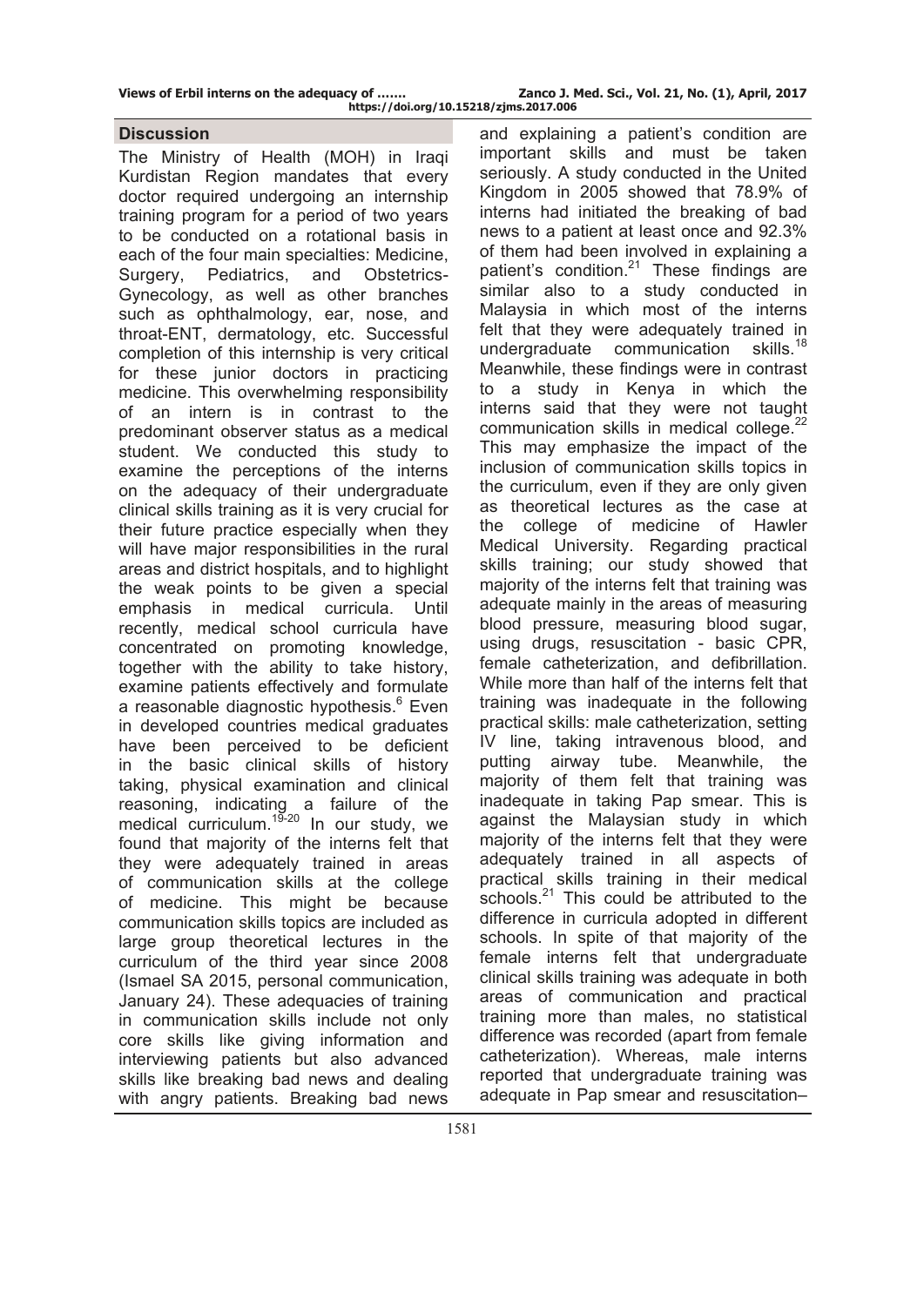## Discussion

The Ministry of Health (MOH) in Iraqi Kurdistan Region mandates that every doctor required undergoing an internship training program for a period of two years to be conducted on a rotational basis in each of the four main specialties: Medicine, Surgery, Pediatrics, and Obstetrics-Gynecology, as well as other branches such as ophthalmology, ear, nose, and throat-ENT, dermatology, etc. Successful completion of this internship is very critical for these junior doctors in practicing medicine. This overwhelming responsibility of an intern is in contrast to the predominant observer status as a medical student. We conducted this study to examine the perceptions of the interns on the adequacy of their undergraduate clinical skills training as it is very crucial for their future practice especially when they will have major responsibilities in the rural areas and district hospitals, and to highlight the weak points to be given a special emphasis in medical curricula. Until recently, medical school curricula have concentrated on promoting knowledge, together with the ability to take history, examine patients effectively and formulate a reasonable diagnostic hypothesis.[6] Even in developed countries medical graduates have been perceived to be deficient in the basic clinical skills of history taking, physical examination and clinical reasoning, indicating a failure of the medical curriculum.[19-20] In our study, we found that majority of the interns felt that they were adequately trained in areas of communication skills at the college of medicine. This might be because communication skills topics are included as large group theoretical lectures in the curriculum of the third year since 2008 (Ismael SA 2015, personal communication, January 24). These adequacies of training in communication skills include not only core skills like giving information and interviewing patients but also advanced skills like breaking bad news and dealing with angry patients. Breaking bad news and explaining a patient's condition are important skills and must be taken seriously. A study conducted in the United Kingdom in 2005 showed that 78.9% of interns had initiated the breaking of bad news to a patient at least once and 92.3% of them had been involved in explaining a patient's condition.[21] These findings are similar also to a study conducted in Malaysia in which most of the interns felt that they were adequately trained in undergraduate communication skills.[18] Meanwhile, these findings were in contrast to a study in Kenya in which the interns said that they were not taught communication skills in medical college.[22] This may emphasize the impact of the inclusion of communication skills topics in the curriculum, even if they are only given as theoretical lectures as the case at the college of medicine of Hawler Medical University. Regarding practical skills training; our study showed that majority of the interns felt that training was adequate mainly in the areas of measuring blood pressure, measuring blood sugar, using drugs, resuscitation - basic CPR, female catheterization, and defibrillation. While more than half of the interns felt that training was inadequate in the following practical skills: male catheterization, setting IV line, taking intravenous blood, and putting airway tube. Meanwhile, the majority of them felt that training was inadequate in taking Pap smear. This is against the Malaysian study in which majority of the interns felt that they were adequately trained in all aspects of practical skills training in their medical schools.[21] This could be attributed to the difference in curricula adopted in different schools. In spite of that majority of the female interns felt that undergraduate clinical skills training was adequate in both areas of communication and practical training more than males, no statistical difference was recorded (apart from female catheterization). Whereas, male interns reported that undergraduate training was adequate in Pap smear and resuscitation–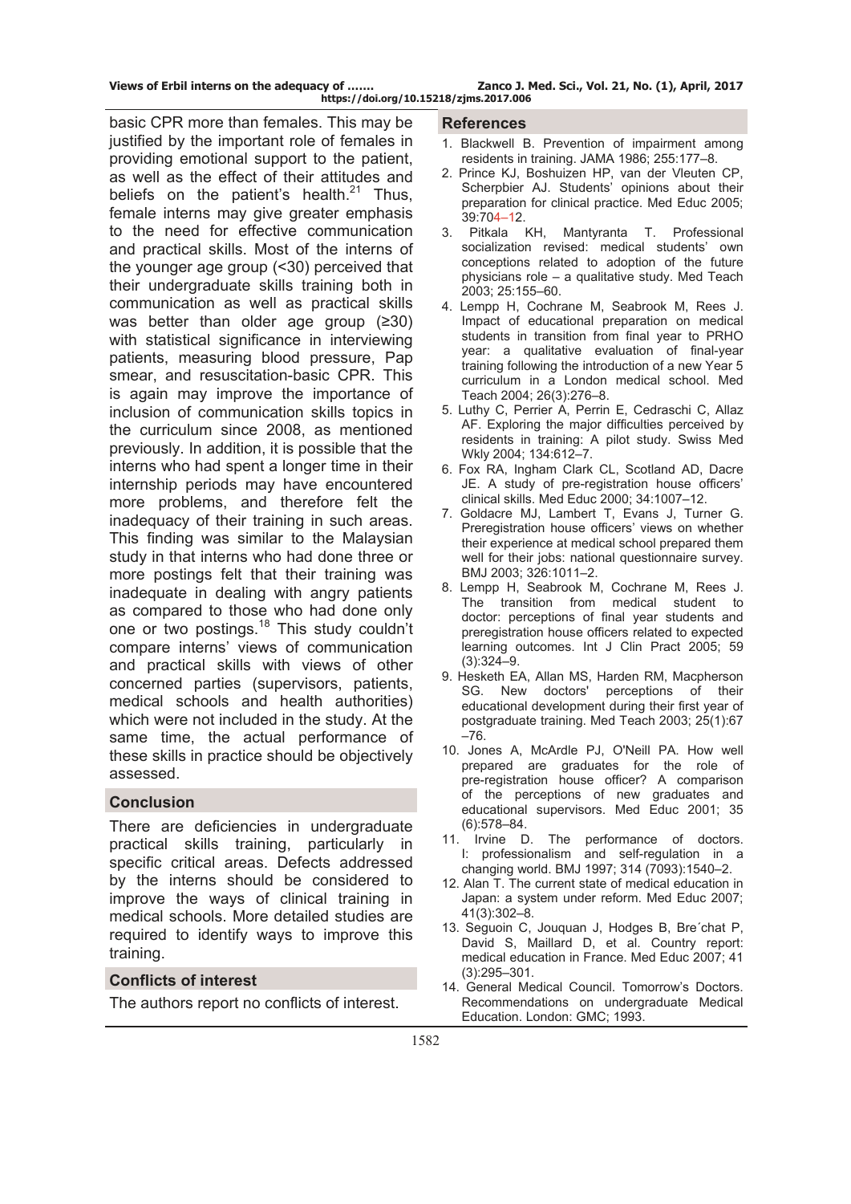basic CPR more than females. This may be justified by the important role of females in providing emotional support to the patient, as well as the effect of their attitudes and beliefs on the patient's health.[21] Thus, female interns may give greater emphasis to the need for effective communication and practical skills. Most of the interns of the younger age group (<30) perceived that their undergraduate skills training both in communication as well as practical skills was better than older age group (≥30) with statistical significance in interviewing patients, measuring blood pressure, Pap smear, and resuscitation-basic CPR. This is again may improve the importance of inclusion of communication skills topics in the curriculum since 2008, as mentioned previously. In addition, it is possible that the interns who had spent a longer time in their internship periods may have encountered more problems, and therefore felt the inadequacy of their training in such areas. This finding was similar to the Malaysian study in that interns who had done three or more postings felt that their training was inadequate in dealing with angry patients as compared to those who had done only one or two postings.[18] This study couldn't compare interns' views of communication and practical skills with views of other concerned parties (supervisors, patients, medical schools and health authorities) which were not included in the study. At the same time, the actual performance of these skills in practice should be objectively assessed.

## Conclusion

There are deficiencies in undergraduate practical skills training, particularly in specific critical areas. Defects addressed by the interns should be considered to improve the ways of clinical training in medical schools. More detailed studies are required to identify ways to improve this training.

## Conflicts of interest

The authors report no conflicts of interest.

## References

1. Blackwell B. Prevention of impairment among residents in training. JAMA 1986; 255:177–8.
2. Prince KJ, Boshuizen HP, van der Vleuten CP, Scherpbier AJ. Students' opinions about their preparation for clinical practice. Med Educ 2005; 39:704–12.
3. Pitkala KH, Mantyranta T. Professional socialization revised: medical students' own conceptions related to adoption of the future physicians role – a qualitative study. Med Teach 2003; 25:155–60.
4. Lempp H, Cochrane M, Seabrook M, Rees J. Impact of educational preparation on medical students in transition from final year to PRHO year: a qualitative evaluation of final-year training following the introduction of a new Year 5 curriculum in a London medical school. Med Teach 2004; 26(3):276–8.
5. Luthy C, Perrier A, Perrin E, Cedraschi C, Allaz AF. Exploring the major difficulties perceived by residents in training: A pilot study. Swiss Med Wkly 2004; 134:612–7.
6. Fox RA, Ingham Clark CL, Scotland AD, Dacre JE. A study of pre-registration house officers' clinical skills. Med Educ 2000; 34:1007–12.
7. Goldacre MJ, Lambert T, Evans J, Turner G. Preregistration house officers' views on whether their experience at medical school prepared them well for their jobs: national questionnaire survey. BMJ 2003; 326:1011–2.
8. Lempp H, Seabrook M, Cochrane M, Rees J. The transition from medical student to doctor: perceptions of final year students and preregistration house officers related to expected learning outcomes. Int J Clin Pract 2005; 59 (3):324–9.
9. Hesketh EA, Allan MS, Harden RM, Macpherson SG. New doctors' perceptions of their educational development during their first year of postgraduate training. Med Teach 2003; 25(1):67–76.
10. Jones A, McArdle PJ, O'Neill PA. How well prepared are graduates for the role of pre-registration house officer? A comparison of the perceptions of new graduates and educational supervisors. Med Educ 2001; 35 (6):578–84.
11. Irvine D. The performance of doctors. I: professionalism and self-regulation in a changing world. BMJ 1997; 314 (7093):1540–2.
12. Alan T. The current state of medical education in Japan: a system under reform. Med Educ 2007; 41(3):302–8.
13. Seguoin C, Jouquan J, Hodges B, Bre´chat P, David S, Maillard D, et al. Country report: medical education in France. Med Educ 2007; 41 (3):295–301.
14. General Medical Council. Tomorrow's Doctors. Recommendations on undergraduate Medical Education. London: GMC; 1993.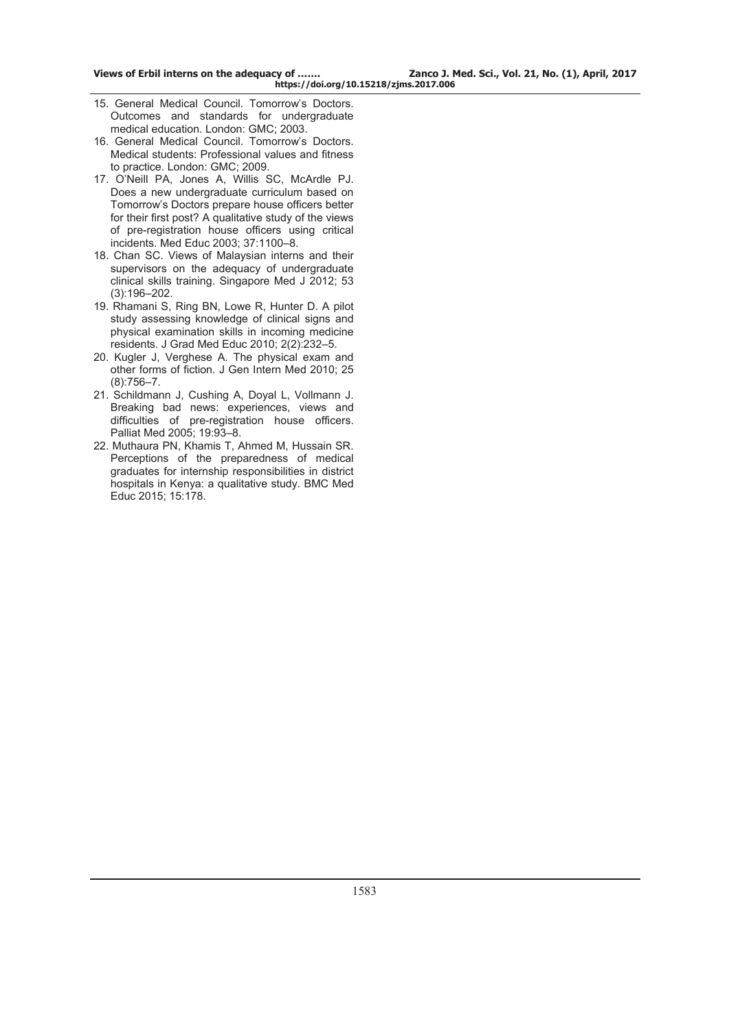15. General Medical Council. Tomorrow's Doctors. Outcomes and standards for undergraduate medical education. London: GMC; 2003.
16. General Medical Council. Tomorrow's Doctors. Medical students: Professional values and fitness to practice. London: GMC; 2009.
17. O'Neill PA, Jones A, Willis SC, McArdle PJ. Does a new undergraduate curriculum based on Tomorrow's Doctors prepare house officers better for their first post? A qualitative study of the views of pre-registration house officers using critical incidents. Med Educ 2003; 37:1100–8.
18. Chan SC. Views of Malaysian interns and their supervisors on the adequacy of undergraduate clinical skills training. Singapore Med J 2012; 53 (3):196–202.
19. Rhamani S, Ring BN, Lowe R, Hunter D. A pilot study assessing knowledge of clinical signs and physical examination skills in incoming medicine residents. J Grad Med Educ 2010; 2(2):232–5.
20. Kugler J, Verghese A. The physical exam and other forms of fiction. J Gen Intern Med 2010; 25 (8):756–7.
21. Schildmann J, Cushing A, Doyal L, Vollmann J. Breaking bad news: experiences, views and difficulties of pre-registration house officers. Palliat Med 2005; 19:93–8.
22. Muthaura PN, Khamis T, Ahmed M, Hussain SR. Perceptions of the preparedness of medical graduates for internship responsibilities in district hospitals in Kenya: a qualitative study. BMC Med Educ 2015; 15:178.